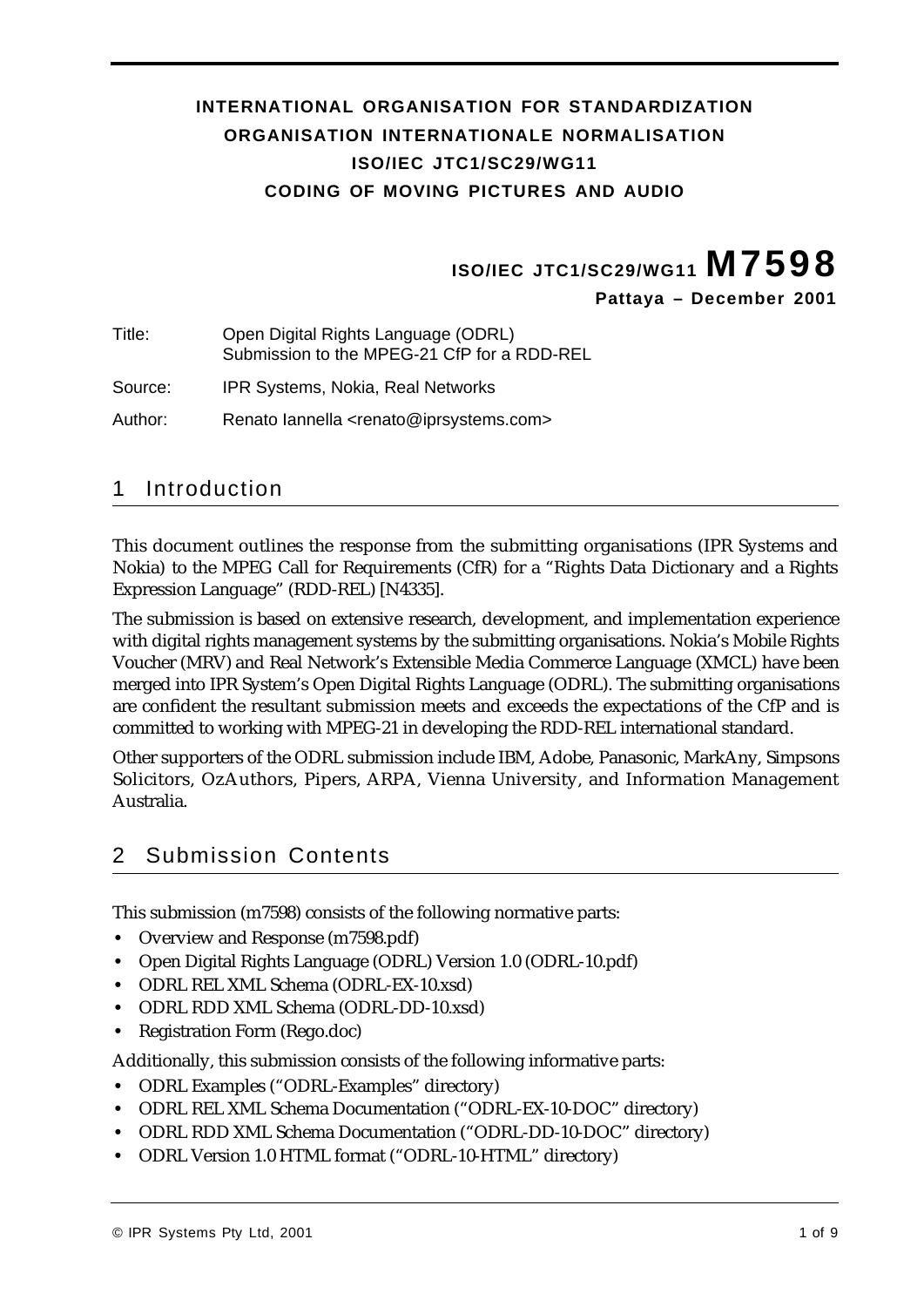**INTERNATIONAL ORGANISATION FOR STANDARDIZATION**
**ORGANISATION INTERNATIONALE NORMALISATION**
**ISO/IEC JTC1/SC29/WG11**
**CODING OF MOVING PICTURES AND AUDIO**

**ISO/IEC JTC1/SC29/WG11 M7598**
**Pattaya – December 2001**

Title: Open Digital Rights Language (ODRL) Submission to the MPEG-21 CfP for a RDD-REL

Source: IPR Systems, Nokia, Real Networks

Author: Renato Iannella <renato@iprsystems.com>

# 1 Introduction

This document outlines the response from the submitting organisations (IPR Systems and Nokia) to the MPEG Call for Requirements (CfR) for a "Rights Data Dictionary and a Rights Expression Language" (RDD-REL) [N4335].

The submission is based on extensive research, development, and implementation experience with digital rights management systems by the submitting organisations. Nokia's Mobile Rights Voucher (MRV) and Real Network's Extensible Media Commerce Language (XMCL) have been merged into IPR System's Open Digital Rights Language (ODRL). The submitting organisations are confident the resultant submission meets and exceeds the expectations of the CfP and is committed to working with MPEG-21 in developing the RDD-REL international standard.

Other supporters of the ODRL submission include IBM, Adobe, Panasonic, MarkAny, Simpsons Solicitors, OzAuthors, Pipers, ARPA, Vienna University, and Information Management Australia.

# 2 Submission Contents

This submission (m7598) consists of the following normative parts:

- Overview and Response (m7598.pdf)
- Open Digital Rights Language (ODRL) Version 1.0 (ODRL-10.pdf)
- ODRL REL XML Schema (ODRL-EX-10.xsd)
- ODRL RDD XML Schema (ODRL-DD-10.xsd)
- Registration Form (Rego.doc)

Additionally, this submission consists of the following informative parts:

- ODRL Examples ("ODRL-Examples" directory)
- ODRL REL XML Schema Documentation ("ODRL-EX-10-DOC" directory)
- ODRL RDD XML Schema Documentation ("ODRL-DD-10-DOC" directory)
- ODRL Version 1.0 HTML format ("ODRL-10-HTML" directory)

© IPR Systems Pty Ltd, 2001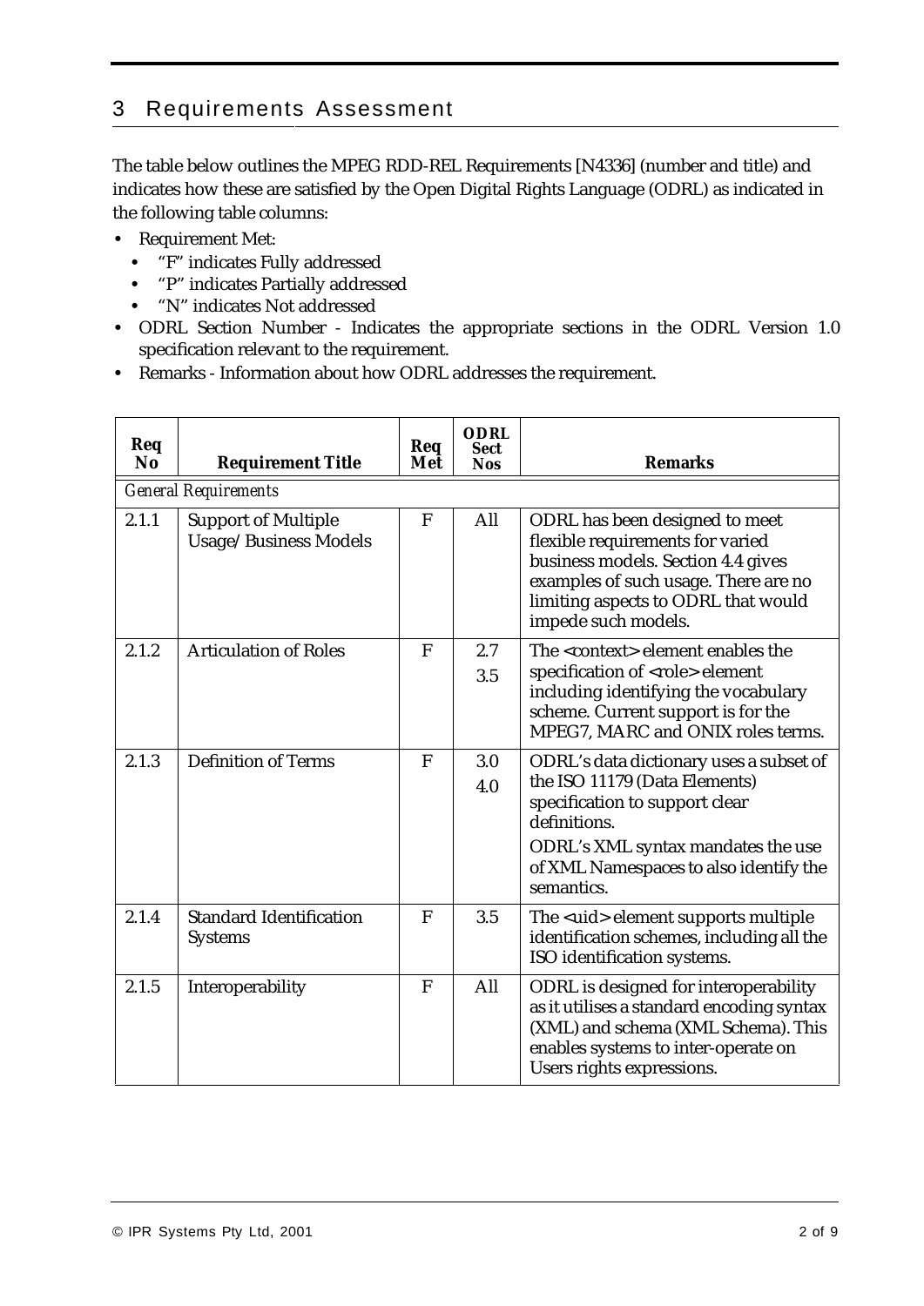## 3 Requirements Assessment

The table below outlines the MPEG RDD-REL Requirements [N4336] (number and title) and indicates how these are satisfied by the Open Digital Rights Language (ODRL) as indicated in the following table columns:

- Requirement Met:
  - "F" indicates Fully addressed
  - "P" indicates Partially addressed
  - "N" indicates Not addressed
- ODRL Section Number - Indicates the appropriate sections in the ODRL Version 1.0 specification relevant to the requirement.
- Remarks - Information about how ODRL addresses the requirement.

| Req No | Requirement Title | Req Met | ODRL Sect Nos | Remarks |
|---|---|---|---|---|
| *General Requirements* | | | | |
| 2.1.1 | Support of Multiple Usage/Business Models | F | All | ODRL has been designed to meet flexible requirements for varied business models. Section 4.4 gives examples of such usage. There are no limiting aspects to ODRL that would impede such models. |
| 2.1.2 | Articulation of Roles | F | 2.7<br>3.5 | The <context> element enables the specification of <role> element including identifying the vocabulary scheme. Current support is for the MPEG7, MARC and ONIX roles terms. |
| 2.1.3 | Definition of Terms | F | 3.0<br>4.0 | ODRL's data dictionary uses a subset of the ISO 11179 (Data Elements) specification to support clear definitions.<br>ODRL's XML syntax mandates the use of XML Namespaces to also identify the semantics. |
| 2.1.4 | Standard Identification Systems | F | 3.5 | The <uid> element supports multiple identification schemes, including all the ISO identification systems. |
| 2.1.5 | Interoperability | F | All | ODRL is designed for interoperability as it utilises a standard encoding syntax (XML) and schema (XML Schema). This enables systems to inter-operate on Users rights expressions. |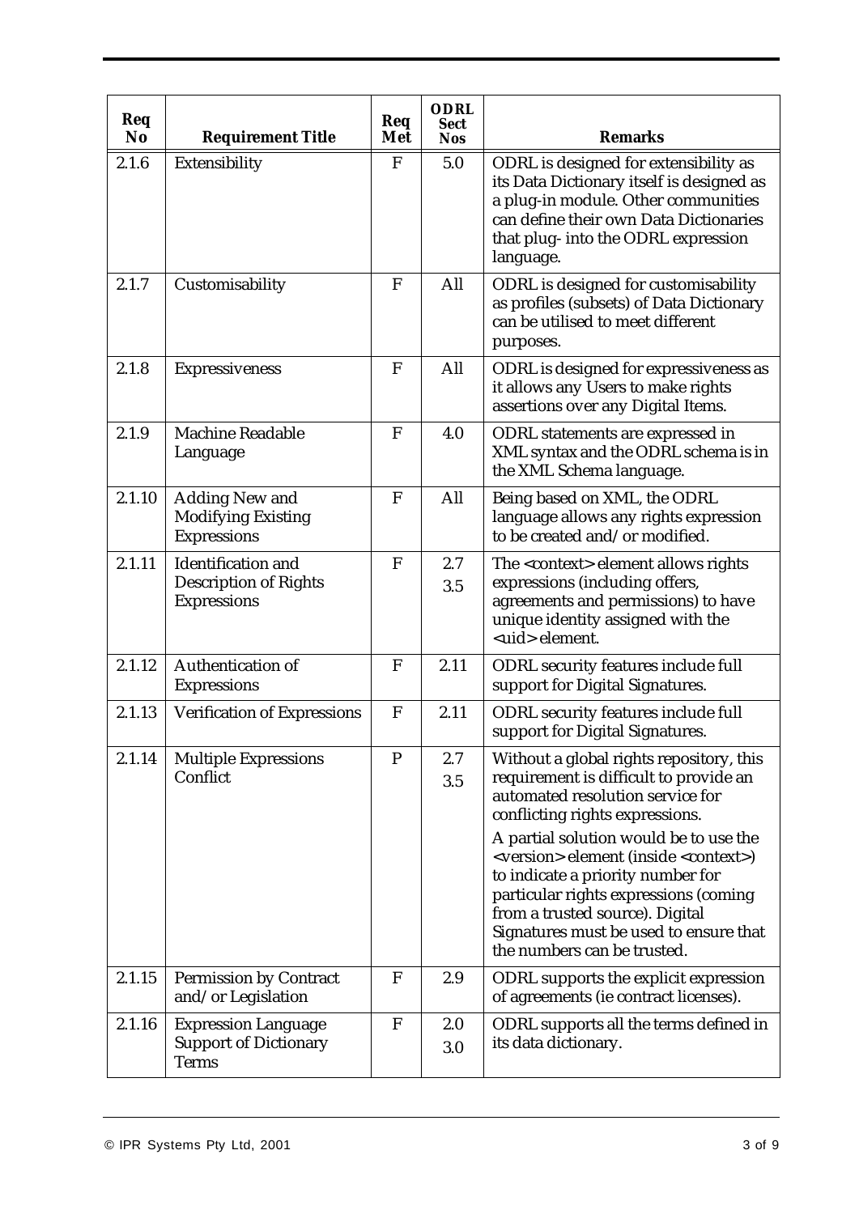| Req No | Requirement Title | Req Met | ODRL Sect Nos | Remarks |
|---|---|---|---|---|
| 2.1.6 | Extensibility | F | 5.0 | ODRL is designed for extensibility as its Data Dictionary itself is designed as a plug-in module. Other communities can define their own Data Dictionaries that plug- into the ODRL expression language. |
| 2.1.7 | Customisability | F | All | ODRL is designed for customisability as profiles (subsets) of Data Dictionary can be utilised to meet different purposes. |
| 2.1.8 | Expressiveness | F | All | ODRL is designed for expressiveness as it allows any Users to make rights assertions over any Digital Items. |
| 2.1.9 | Machine Readable Language | F | 4.0 | ODRL statements are expressed in XML syntax and the ODRL schema is in the XML Schema language. |
| 2.1.10 | Adding New and Modifying Existing Expressions | F | All | Being based on XML, the ODRL language allows any rights expression to be created and/or modified. |
| 2.1.11 | Identification and Description of Rights Expressions | F | 2.7<br>3.5 | The <context> element allows rights expressions (including offers, agreements and permissions) to have unique identity assigned with the <uid> element. |
| 2.1.12 | Authentication of Expressions | F | 2.11 | ODRL security features include full support for Digital Signatures. |
| 2.1.13 | Verification of Expressions | F | 2.11 | ODRL security features include full support for Digital Signatures. |
| 2.1.14 | Multiple Expressions Conflict | P | 2.7<br>3.5 | Without a global rights repository, this requirement is difficult to provide an automated resolution service for conflicting rights expressions.<br>A partial solution would be to use the <version> element (inside <context>) to indicate a priority number for particular rights expressions (coming from a trusted source). Digital Signatures must be used to ensure that the numbers can be trusted. |
| 2.1.15 | Permission by Contract and/or Legislation | F | 2.9 | ODRL supports the explicit expression of agreements (ie contract licenses). |
| 2.1.16 | Expression Language Support of Dictionary Terms | F | 2.0<br>3.0 | ODRL supports all the terms defined in its data dictionary. |

© IPR Systems Pty Ltd, 2001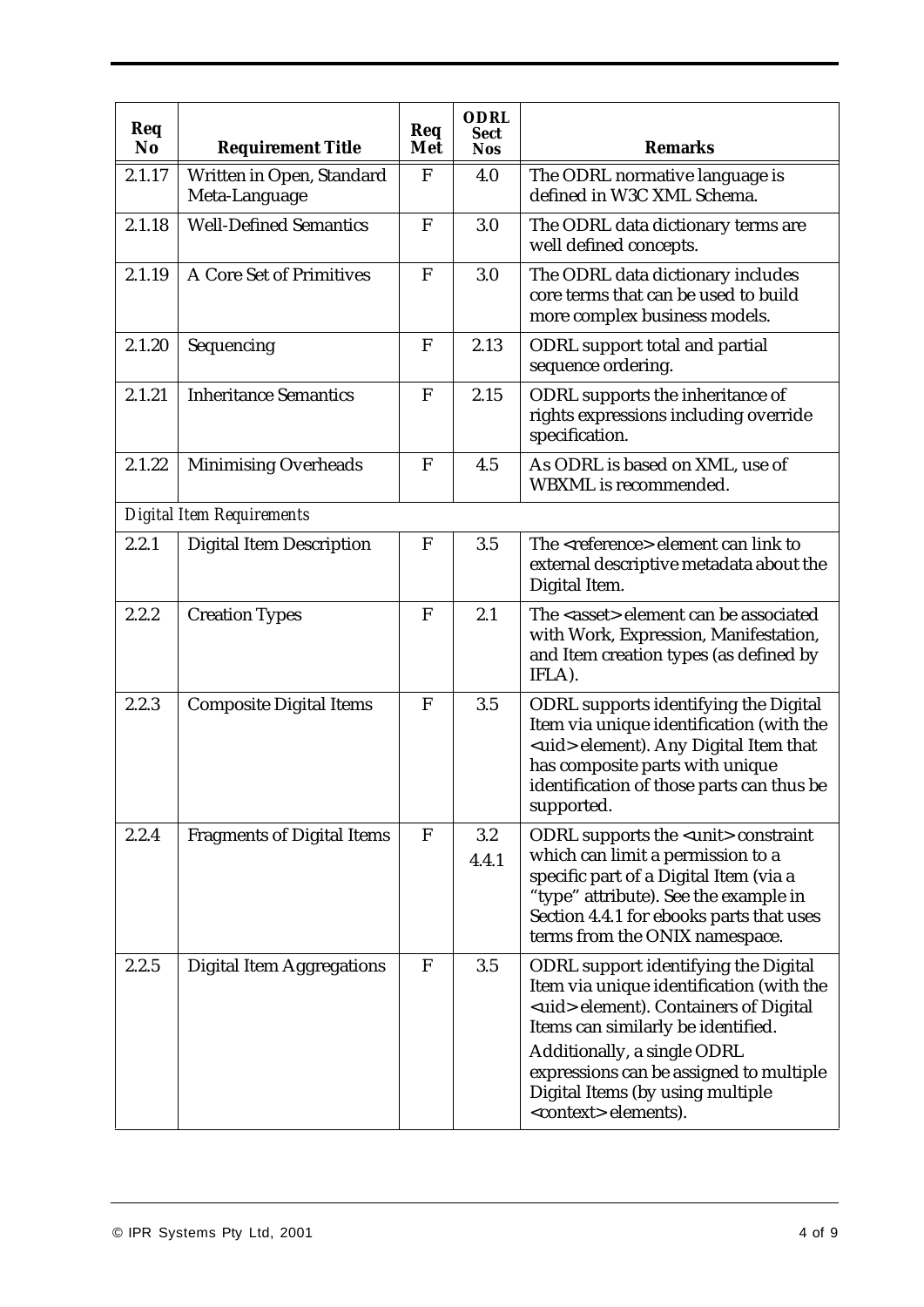| Req No | Requirement Title | Req Met | ODRL Sect Nos | Remarks |
|---|---|---|---|---|
| 2.1.17 | Written in Open, Standard Meta-Language | F | 4.0 | The ODRL normative language is defined in W3C XML Schema. |
| 2.1.18 | Well-Defined Semantics | F | 3.0 | The ODRL data dictionary terms are well defined concepts. |
| 2.1.19 | A Core Set of Primitives | F | 3.0 | The ODRL data dictionary includes core terms that can be used to build more complex business models. |
| 2.1.20 | Sequencing | F | 2.13 | ODRL support total and partial sequence ordering. |
| 2.1.21 | Inheritance Semantics | F | 2.15 | ODRL supports the inheritance of rights expressions including override specification. |
| 2.1.22 | Minimising Overheads | F | 4.5 | As ODRL is based on XML, use of WBXML is recommended. |
| *Digital Item Requirements* | | | | |
| 2.2.1 | Digital Item Description | F | 3.5 | The <reference> element can link to external descriptive metadata about the Digital Item. |
| 2.2.2 | Creation Types | F | 2.1 | The <asset> element can be associated with Work, Expression, Manifestation, and Item creation types (as defined by IFLA). |
| 2.2.3 | Composite Digital Items | F | 3.5 | ODRL supports identifying the Digital Item via unique identification (with the <uid> element). Any Digital Item that has composite parts with unique identification of those parts can thus be supported. |
| 2.2.4 | Fragments of Digital Items | F | 3.2<br>4.4.1 | ODRL supports the <unit> constraint which can limit a permission to a specific part of a Digital Item (via a "type" attribute). See the example in Section 4.4.1 for ebooks parts that uses terms from the ONIX namespace. |
| 2.2.5 | Digital Item Aggregations | F | 3.5 | ODRL support identifying the Digital Item via unique identification (with the <uid> element). Containers of Digital Items can similarly be identified.<br>Additionally, a single ODRL expressions can be assigned to multiple Digital Items (by using multiple <context> elements). |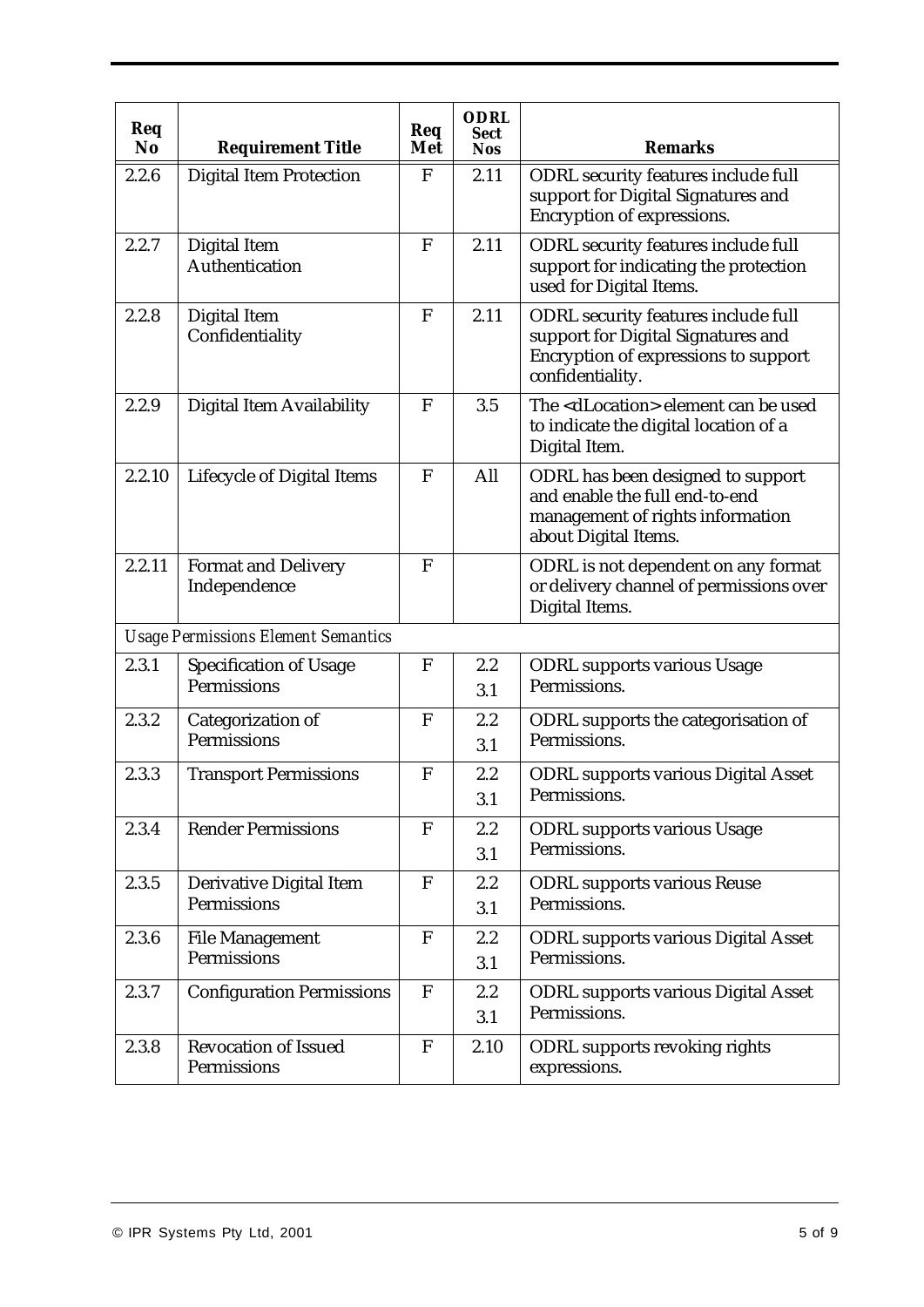| Req No | Requirement Title | Req Met | ODRL Sect Nos | Remarks |
|---|---|---|---|---|
| 2.2.6 | Digital Item Protection | F | 2.11 | ODRL security features include full support for Digital Signatures and Encryption of expressions. |
| 2.2.7 | Digital Item Authentication | F | 2.11 | ODRL security features include full support for indicating the protection used for Digital Items. |
| 2.2.8 | Digital Item Confidentiality | F | 2.11 | ODRL security features include full support for Digital Signatures and Encryption of expressions to support confidentiality. |
| 2.2.9 | Digital Item Availability | F | 3.5 | The <dLocation> element can be used to indicate the digital location of a Digital Item. |
| 2.2.10 | Lifecycle of Digital Items | F | All | ODRL has been designed to support and enable the full end-to-end management of rights information about Digital Items. |
| 2.2.11 | Format and Delivery Independence | F | | ODRL is not dependent on any format or delivery channel of permissions over Digital Items. |
| *Usage Permissions Element Semantics* | | | | |
| 2.3.1 | Specification of Usage Permissions | F | 2.2<br>3.1 | ODRL supports various Usage Permissions. |
| 2.3.2 | Categorization of Permissions | F | 2.2<br>3.1 | ODRL supports the categorisation of Permissions. |
| 2.3.3 | Transport Permissions | F | 2.2<br>3.1 | ODRL supports various Digital Asset Permissions. |
| 2.3.4 | Render Permissions | F | 2.2<br>3.1 | ODRL supports various Usage Permissions. |
| 2.3.5 | Derivative Digital Item Permissions | F | 2.2<br>3.1 | ODRL supports various Reuse Permissions. |
| 2.3.6 | File Management Permissions | F | 2.2<br>3.1 | ODRL supports various Digital Asset Permissions. |
| 2.3.7 | Configuration Permissions | F | 2.2<br>3.1 | ODRL supports various Digital Asset Permissions. |
| 2.3.8 | Revocation of Issued Permissions | F | 2.10 | ODRL supports revoking rights expressions. |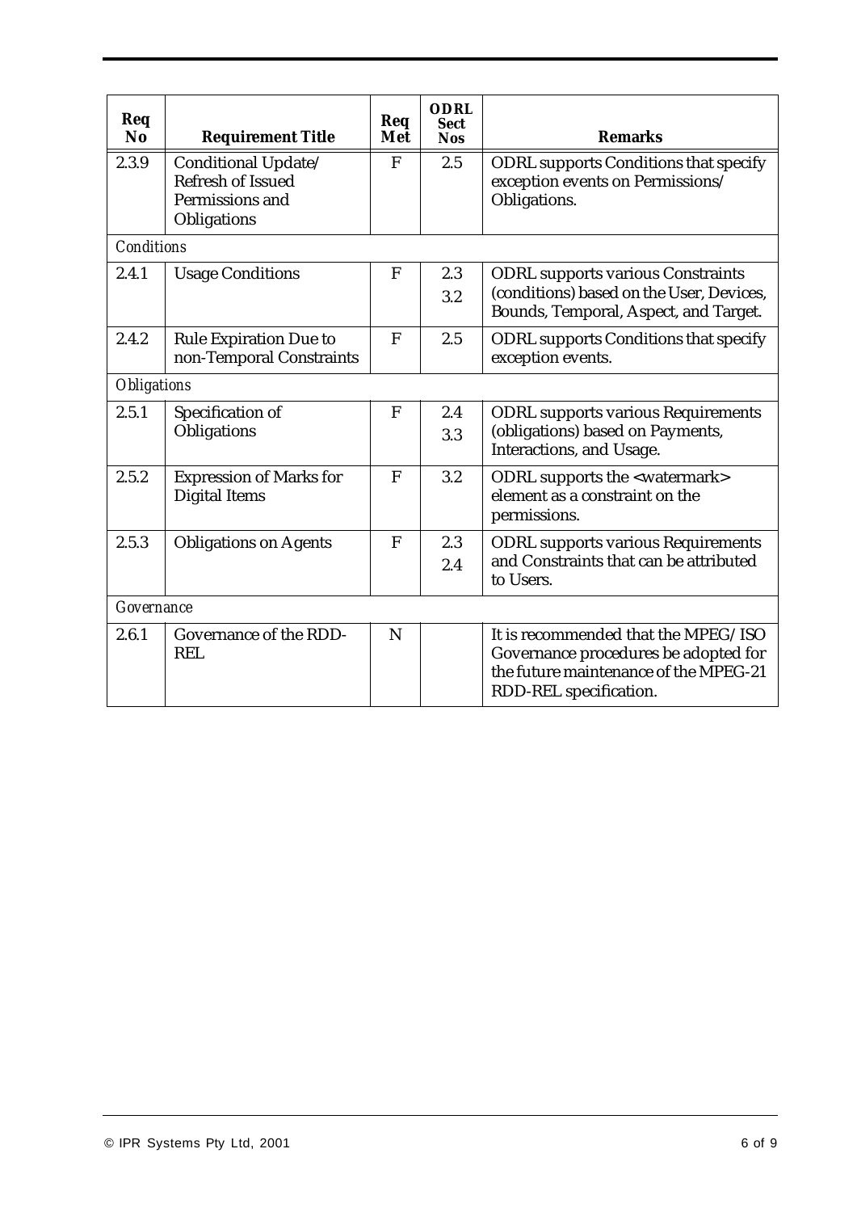| Req No | Requirement Title | Req Met | ODRL Sect Nos | Remarks |
|---|---|---|---|---|
| 2.3.9 | Conditional Update/ Refresh of Issued Permissions and Obligations | F | 2.5 | ODRL supports Conditions that specify exception events on Permissions/ Obligations. |
| *Conditions* | | | | |
| 2.4.1 | Usage Conditions | F | 2.3<br>3.2 | ODRL supports various Constraints (conditions) based on the User, Devices, Bounds, Temporal, Aspect, and Target. |
| 2.4.2 | Rule Expiration Due to non-Temporal Constraints | F | 2.5 | ODRL supports Conditions that specify exception events. |
| *Obligations* | | | | |
| 2.5.1 | Specification of Obligations | F | 2.4<br>3.3 | ODRL supports various Requirements (obligations) based on Payments, Interactions, and Usage. |
| 2.5.2 | Expression of Marks for Digital Items | F | 3.2 | ODRL supports the <watermark> element as a constraint on the permissions. |
| 2.5.3 | Obligations on Agents | F | 2.3<br>2.4 | ODRL supports various Requirements and Constraints that can be attributed to Users. |
| *Governance* | | | | |
| 2.6.1 | Governance of the RDD-REL | N | | It is recommended that the MPEG/ISO Governance procedures be adopted for the future maintenance of the MPEG-21 RDD-REL specification. |

© IPR Systems Pty Ltd, 2001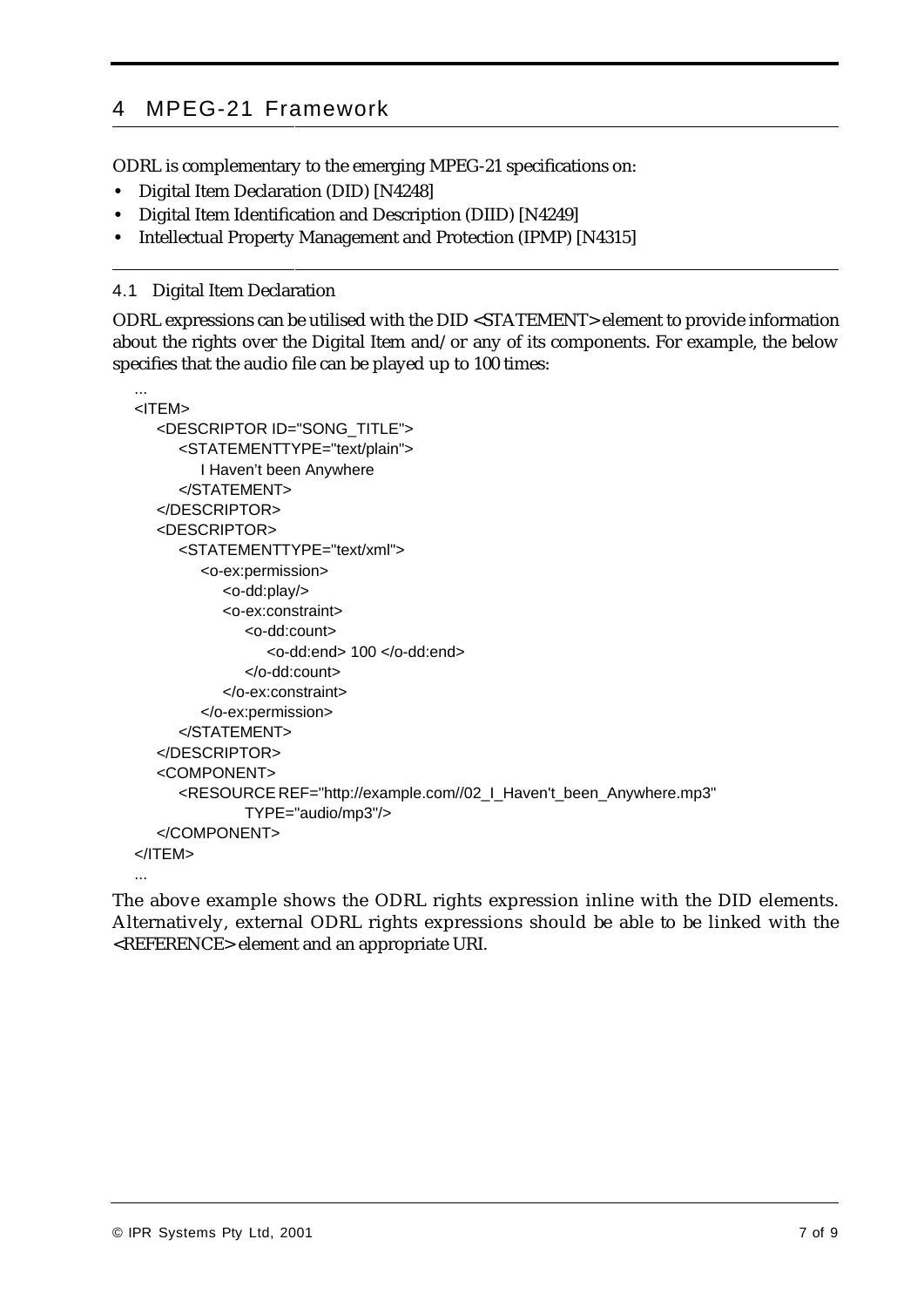# 4 MPEG-21 Framework

ODRL is complementary to the emerging MPEG-21 specifications on:

- Digital Item Declaration (DID) [N4248]
- Digital Item Identification and Description (DIID) [N4249]
- Intellectual Property Management and Protection (IPMP) [N4315]

## 4.1 Digital Item Declaration

ODRL expressions can be utilised with the DID <STATEMENT> element to provide information about the rights over the Digital Item and/or any of its components. For example, the below specifies that the audio file can be played up to 100 times:

```
...
<ITEM>
    <DESCRIPTOR ID="SONG_TITLE">
        <STATEMENTTYPE="text/plain">
            I Haven't been Anywhere
        </STATEMENT>
    </DESCRIPTOR>
    <DESCRIPTOR>
        <STATEMENTTYPE="text/xml">
            <o-ex:permission>
                <o-dd:play/>
                <o-ex:constraint>
                    <o-dd:count>
                        <o-dd:end> 100 </o-dd:end>
                    </o-dd:count>
                </o-ex:constraint>
            </o-ex:permission>
        </STATEMENT>
    </DESCRIPTOR>
    <COMPONENT>
        <RESOURCE REF="http://example.com//02_I_Haven't_been_Anywhere.mp3"
                TYPE="audio/mp3"/>
    </COMPONENT>
</ITEM>
...
```

The above example shows the ODRL rights expression inline with the DID elements. Alternatively, external ODRL rights expressions should be able to be linked with the <REFERENCE> element and an appropriate URI.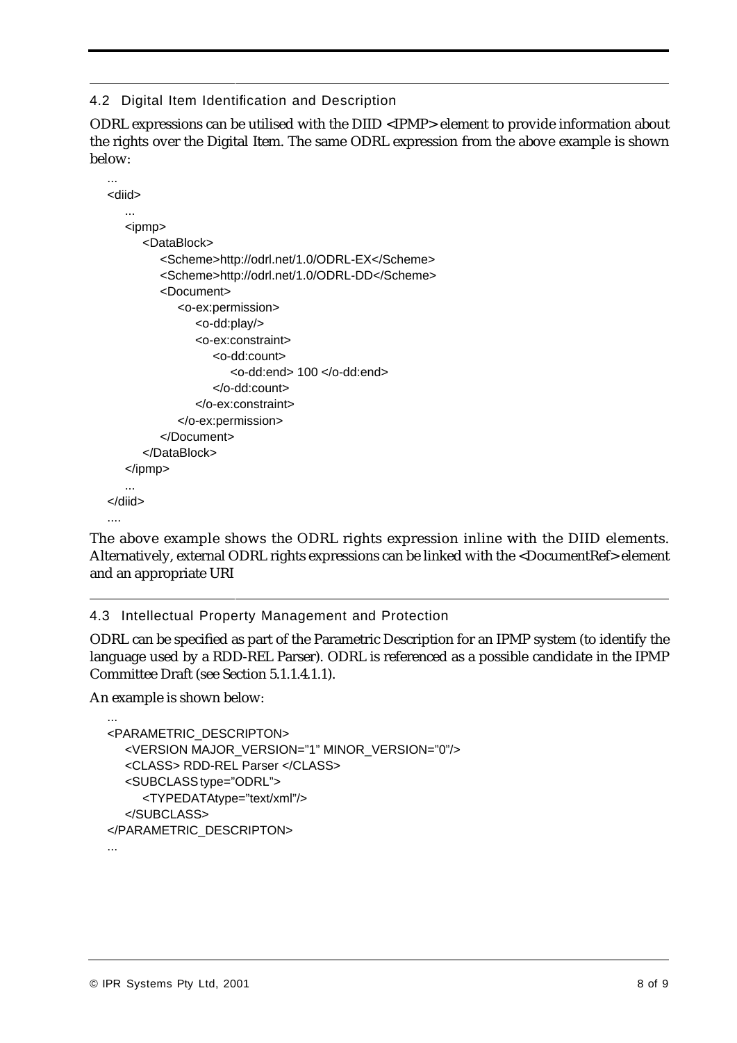### 4.2 Digital Item Identification and Description

ODRL expressions can be utilised with the DIID <IPMP> element to provide information about the rights over the Digital Item. The same ODRL expression from the above example is shown below:

```
...
<diid>
    ...
    <ipmp>
        <DataBlock>
            <Scheme>http://odrl.net/1.0/ODRL-EX</Scheme>
            <Scheme>http://odrl.net/1.0/ODRL-DD</Scheme>
            <Document>
                <o-ex:permission>
                    <o-dd:play/>
                    <o-ex:constraint>
                        <o-dd:count>
                            <o-dd:end> 100 </o-dd:end>
                        </o-dd:count>
                    </o-ex:constraint>
                </o-ex:permission>
            </Document>
        </DataBlock>
    </ipmp>
    ...
</diid>
....
```

The above example shows the ODRL rights expression inline with the DIID elements. Alternatively, external ODRL rights expressions can be linked with the <DocumentRef> element and an appropriate URI

### 4.3 Intellectual Property Management and Protection

ODRL can be specified as part of the Parametric Description for an IPMP system (to identify the language used by a RDD-REL Parser). ODRL is referenced as a possible candidate in the IPMP Committee Draft (see Section 5.1.1.4.1.1).

An example is shown below:

```
...
<PARAMETRIC_DESCRIPTON>
    <VERSION MAJOR_VERSION="1" MINOR_VERSION="0"/>
    <CLASS> RDD-REL Parser </CLASS>
    <SUBCLASS type="ODRL">
        <TYPEDATAtype="text/xml"/>
    </SUBCLASS>
</PARAMETRIC_DESCRIPTON>
...
```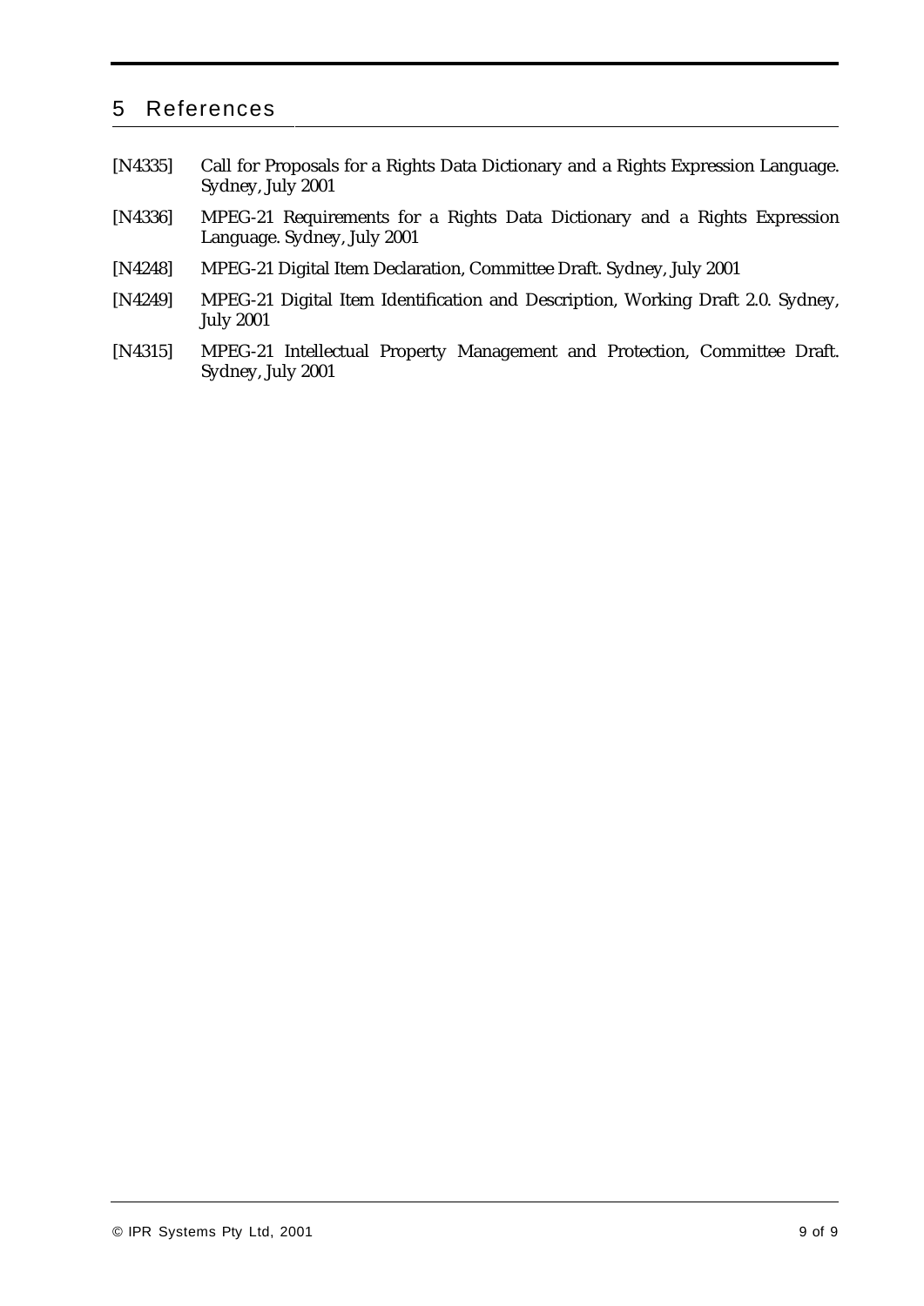## 5 References

[N4335] Call for Proposals for a Rights Data Dictionary and a Rights Expression Language. Sydney, July 2001

[N4336] MPEG-21 Requirements for a Rights Data Dictionary and a Rights Expression Language. Sydney, July 2001

[N4248] MPEG-21 Digital Item Declaration, Committee Draft. Sydney, July 2001

[N4249] MPEG-21 Digital Item Identification and Description, Working Draft 2.0. Sydney, July 2001

[N4315] MPEG-21 Intellectual Property Management and Protection, Committee Draft. Sydney, July 2001

© IPR Systems Pty Ltd, 2001